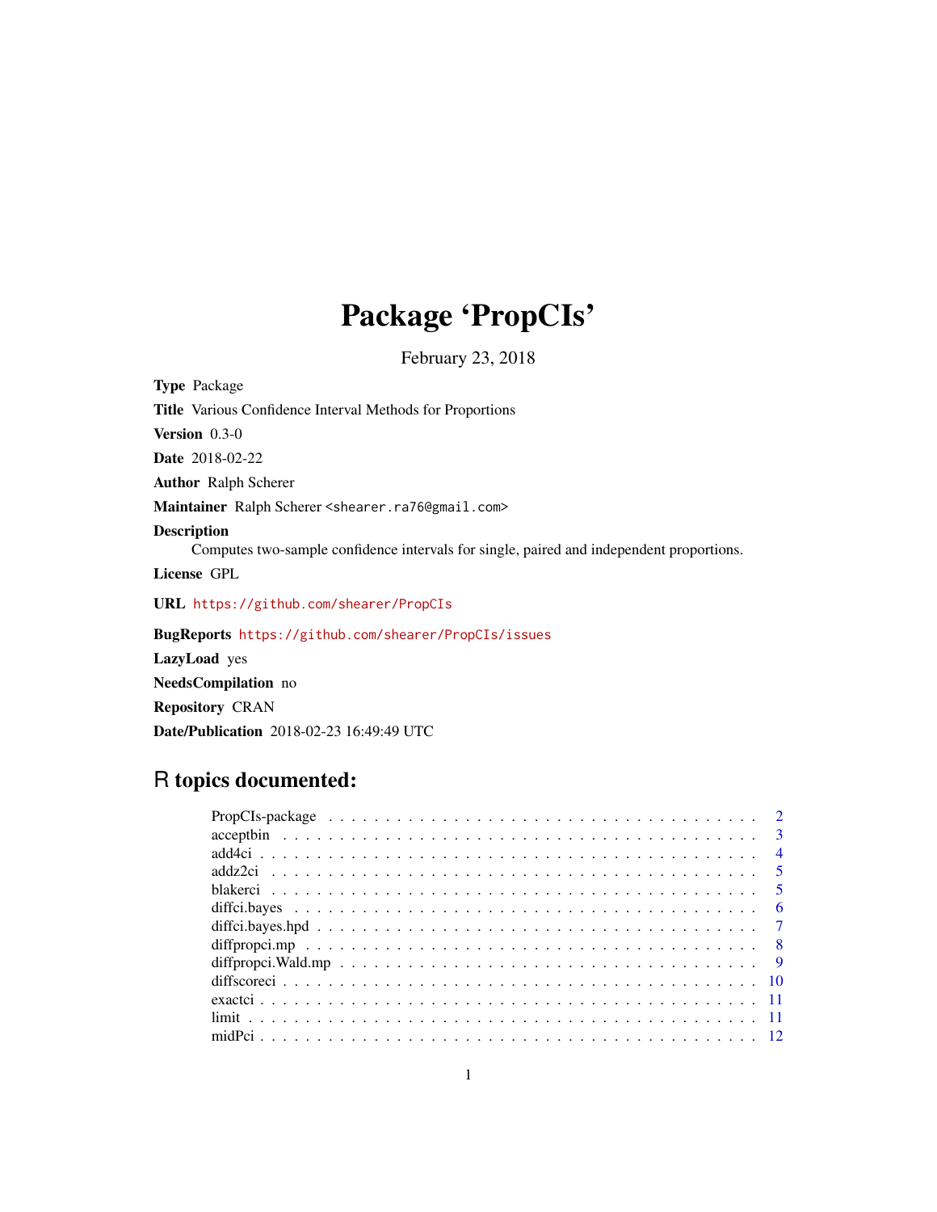# Package 'PropCIs'

February 23, 2018

**Type** Package

**Title** Various Confidence Interval Methods for Proportions

**Version** 0.3-0

**Date** 2018-02-22

**Author** Ralph Scherer

**Maintainer** Ralph Scherer <shearer.ra76@gmail.com>

**Description**
Computes two-sample confidence intervals for single, paired and independent proportions.

**License** GPL

**URL** https://github.com/shearer/PropCIs

**BugReports** https://github.com/shearer/PropCIs/issues

**LazyLoad** yes

**NeedsCompilation** no

**Repository** CRAN

**Date/Publication** 2018-02-23 16:49:49 UTC

## R topics documented:

| | |
|---|---|
| PropCIs-package | 2 |
| acceptbin | 3 |
| add4ci | 4 |
| addz2ci | 5 |
| blakerci | 5 |
| diffci.bayes | 6 |
| diffci.bayes.hpd | 7 |
| diffpropci.mp | 8 |
| diffpropci.Wald.mp | 9 |
| diffscoreci | 10 |
| exactci | 11 |
| limit | 11 |
| midPci | 12 |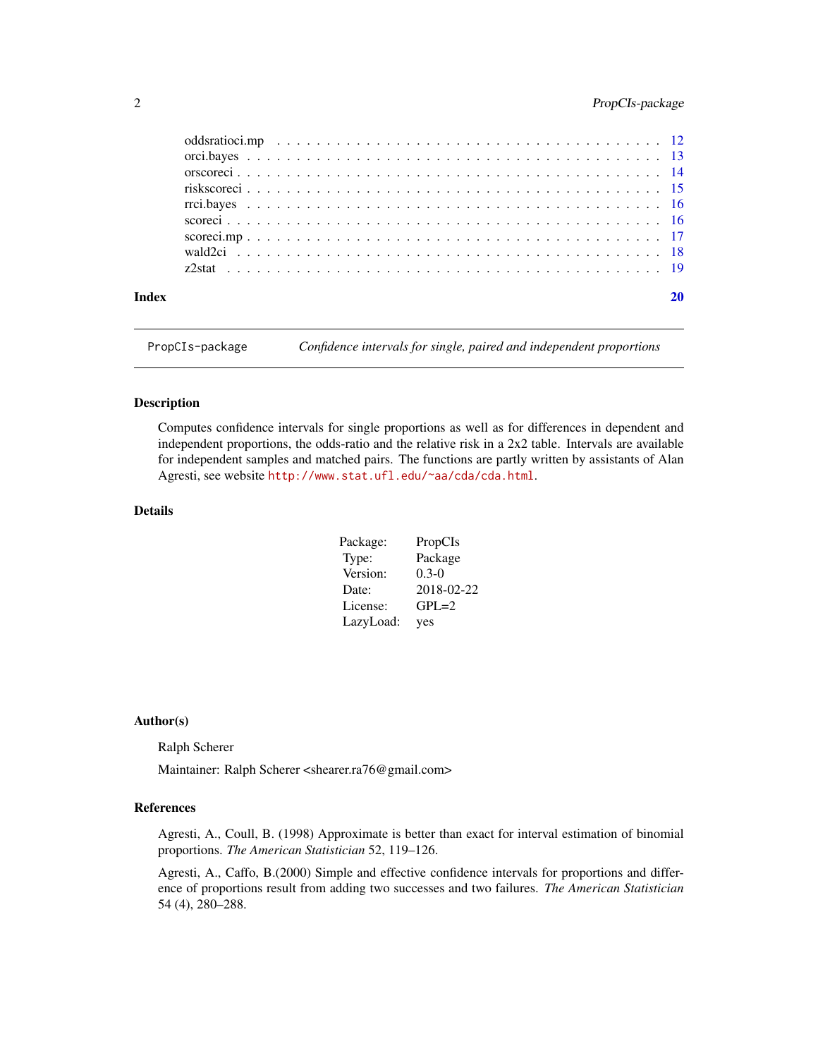oddsratioci.mp . . . . . . . . . . . . . . . . . . . . . . . . . . . . . . . . . . . . . 12
orci.bayes . . . . . . . . . . . . . . . . . . . . . . . . . . . . . . . . . . . . . . . 13
orscoreci . . . . . . . . . . . . . . . . . . . . . . . . . . . . . . . . . . . . . . . . 14
riskscoreci . . . . . . . . . . . . . . . . . . . . . . . . . . . . . . . . . . . . . . . 15
rrci.bayes . . . . . . . . . . . . . . . . . . . . . . . . . . . . . . . . . . . . . . . 16
scoreci . . . . . . . . . . . . . . . . . . . . . . . . . . . . . . . . . . . . . . . . . 16
scoreci.mp . . . . . . . . . . . . . . . . . . . . . . . . . . . . . . . . . . . . . . . 17
wald2ci . . . . . . . . . . . . . . . . . . . . . . . . . . . . . . . . . . . . . . . . . 18
z2stat . . . . . . . . . . . . . . . . . . . . . . . . . . . . . . . . . . . . . . . . . 19

**Index** **20**

---

`PropCIs-package` *Confidence intervals for single, paired and independent proportions*

---

### Description

Computes confidence intervals for single proportions as well as for differences in dependent and independent proportions, the odds-ratio and the relative risk in a 2x2 table. Intervals are available for independent samples and matched pairs. The functions are partly written by assistants of Alan Agresti, see website `http://www.stat.ufl.edu/~aa/cda/cda.html`.

### Details

| | |
|---|---|
| Package: | PropCIs |
| Type: | Package |
| Version: | 0.3-0 |
| Date: | 2018-02-22 |
| License: | GPL=2 |
| LazyLoad: | yes |

### Author(s)

Ralph Scherer

Maintainer: Ralph Scherer <shearer.ra76@gmail.com>

### References

Agresti, A., Coull, B. (1998) Approximate is better than exact for interval estimation of binomial proportions. *The American Statistician* 52, 119–126.

Agresti, A., Caffo, B.(2000) Simple and effective confidence intervals for proportions and difference of proportions result from adding two successes and two failures. *The American Statistician* 54 (4), 280–288.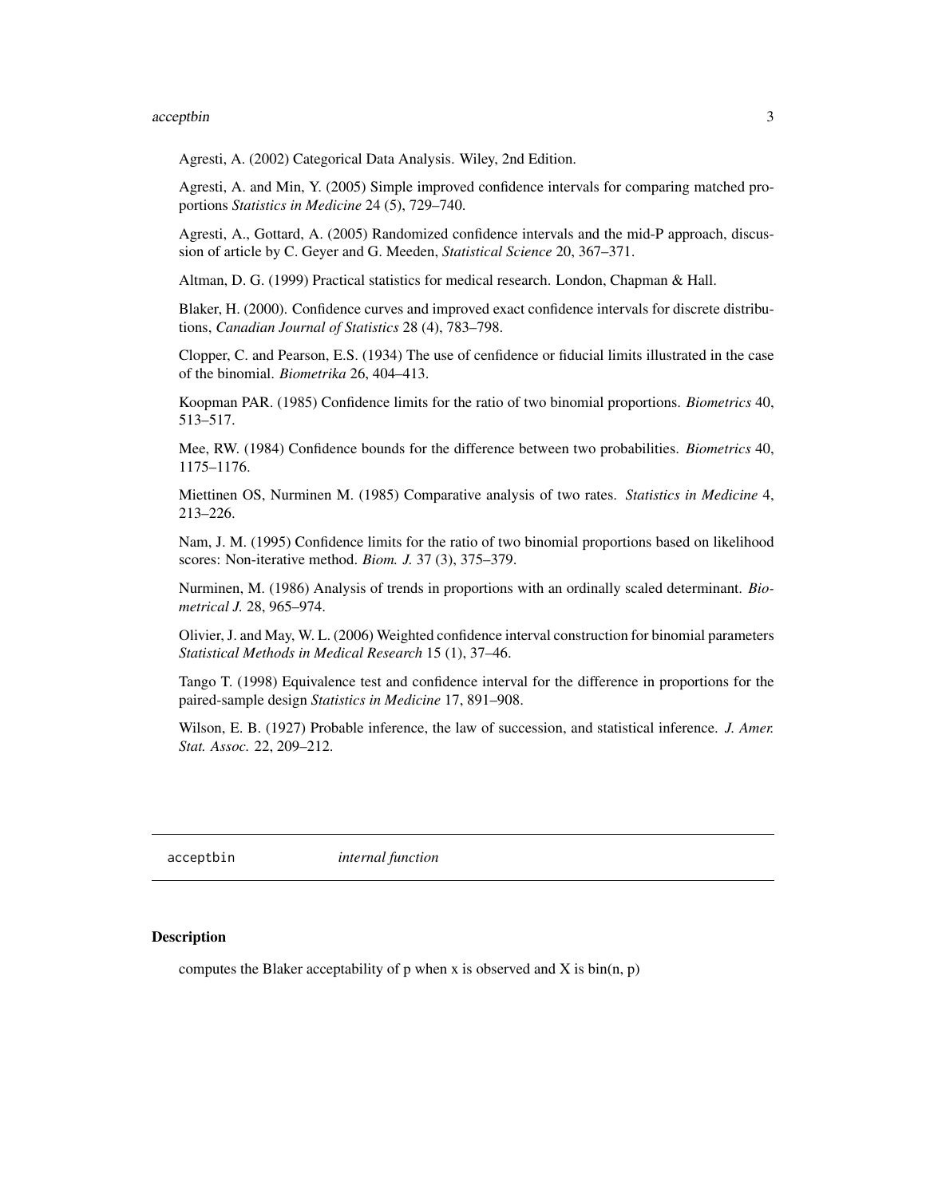Agresti, A. (2002) Categorical Data Analysis. Wiley, 2nd Edition.

Agresti, A. and Min, Y. (2005) Simple improved confidence intervals for comparing matched proportions *Statistics in Medicine* 24 (5), 729–740.

Agresti, A., Gottard, A. (2005) Randomized confidence intervals and the mid-P approach, discussion of article by C. Geyer and G. Meeden, *Statistical Science* 20, 367–371.

Altman, D. G. (1999) Practical statistics for medical research. London, Chapman & Hall.

Blaker, H. (2000). Confidence curves and improved exact confidence intervals for discrete distributions, *Canadian Journal of Statistics* 28 (4), 783–798.

Clopper, C. and Pearson, E.S. (1934) The use of cenfidence or fiducial limits illustrated in the case of the binomial. *Biometrika* 26, 404–413.

Koopman PAR. (1985) Confidence limits for the ratio of two binomial proportions. *Biometrics* 40, 513–517.

Mee, RW. (1984) Confidence bounds for the difference between two probabilities. *Biometrics* 40, 1175–1176.

Miettinen OS, Nurminen M. (1985) Comparative analysis of two rates. *Statistics in Medicine* 4, 213–226.

Nam, J. M. (1995) Confidence limits for the ratio of two binomial proportions based on likelihood scores: Non-iterative method. *Biom. J.* 37 (3), 375–379.

Nurminen, M. (1986) Analysis of trends in proportions with an ordinally scaled determinant. *Biometrical J.* 28, 965–974.

Olivier, J. and May, W. L. (2006) Weighted confidence interval construction for binomial parameters *Statistical Methods in Medical Research* 15 (1), 37–46.

Tango T. (1998) Equivalence test and confidence interval for the difference in proportions for the paired-sample design *Statistics in Medicine* 17, 891–908.

Wilson, E. B. (1927) Probable inference, the law of succession, and statistical inference. *J. Amer. Stat. Assoc.* 22, 209–212.

---

## acceptbin *internal function*

---

### Description

computes the Blaker acceptability of p when x is observed and X is bin(n, p)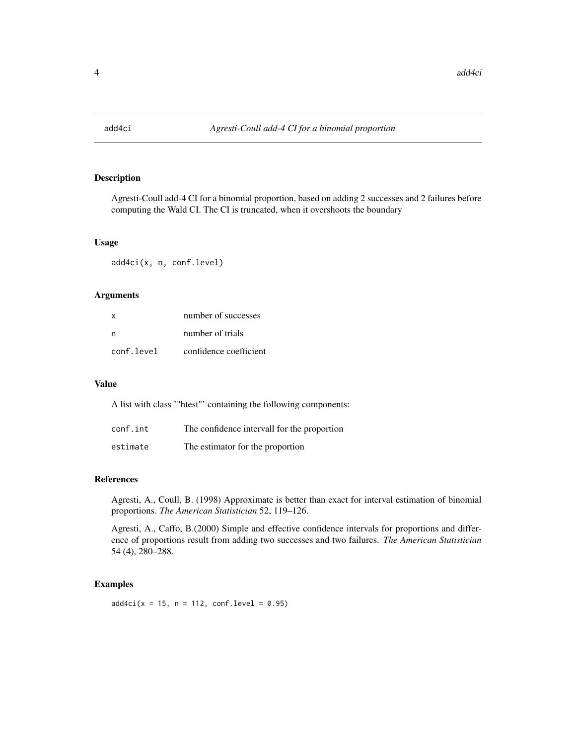add4ci *Agresti-Coull add-4 CI for a binomial proportion*

## Description

Agresti-Coull add-4 CI for a binomial proportion, based on adding 2 successes and 2 failures before computing the Wald CI. The CI is truncated, when it overshoots the boundary

## Usage

```
add4ci(x, n, conf.level)
```

## Arguments

| | |
|---|---|
| x | number of successes |
| n | number of trials |
| conf.level | confidence coefficient |

## Value

A list with class '"htest"' containing the following components:

| | |
|---|---|
| conf.int | The confidence intervall for the proportion |
| estimate | The estimator for the proportion |

## References

Agresti, A., Coull, B. (1998) Approximate is better than exact for interval estimation of binomial proportions. *The American Statistician* 52, 119–126.

Agresti, A., Caffo, B.(2000) Simple and effective confidence intervals for proportions and difference of proportions result from adding two successes and two failures. *The American Statistician* 54 (4), 280–288.

## Examples

```
add4ci(x = 15, n = 112, conf.level = 0.95)
```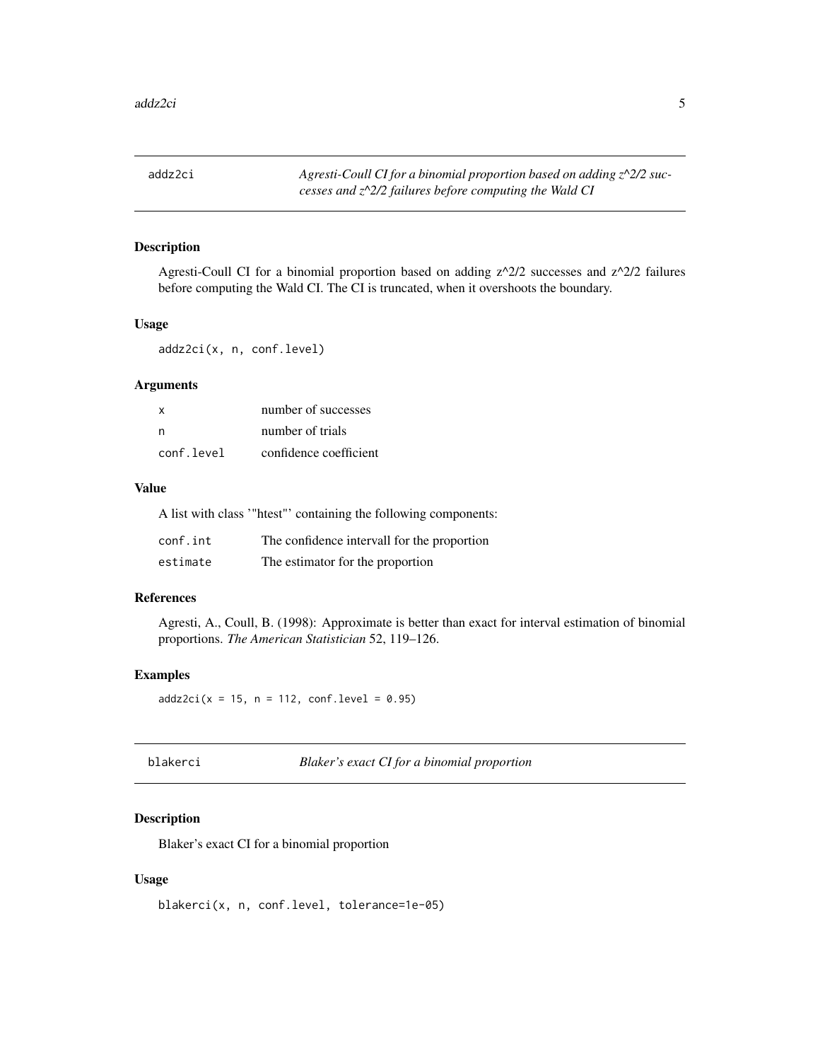## addz2ci — *Agresti-Coull CI for a binomial proportion based on adding z^2/2 successes and z^2/2 failures before computing the Wald CI*

### Description

Agresti-Coull CI for a binomial proportion based on adding z^2/2 successes and z^2/2 failures before computing the Wald CI. The CI is truncated, when it overshoots the boundary.

### Usage

```
addz2ci(x, n, conf.level)
```

### Arguments

| | |
|---|---|
| x | number of successes |
| n | number of trials |
| conf.level | confidence coefficient |

### Value

A list with class '"htest"' containing the following components:

| | |
|---|---|
| conf.int | The confidence intervall for the proportion |
| estimate | The estimator for the proportion |

### References

Agresti, A., Coull, B. (1998): Approximate is better than exact for interval estimation of binomial proportions. *The American Statistician* 52, 119–126.

### Examples

```
addz2ci(x = 15, n = 112, conf.level = 0.95)
```

## blakerci — *Blaker's exact CI for a binomial proportion*

### Description

Blaker's exact CI for a binomial proportion

### Usage

```
blakerci(x, n, conf.level, tolerance=1e-05)
```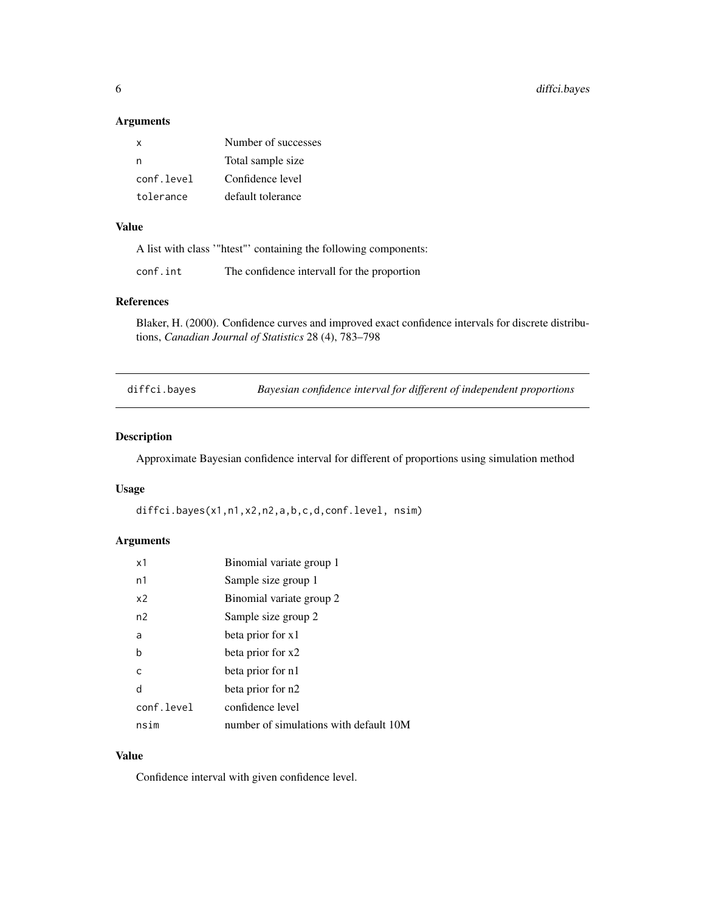### Arguments

| | |
|---|---|
| x | Number of successes |
| n | Total sample size |
| conf.level | Confidence level |
| tolerance | default tolerance |

### Value

A list with class '"htest"' containing the following components:

| | |
|---|---|
| conf.int | The confidence intervall for the proportion |

### References

Blaker, H. (2000). Confidence curves and improved exact confidence intervals for discrete distributions, *Canadian Journal of Statistics* 28 (4), 783–798

---

## diffci.bayes — *Bayesian confidence interval for different of independent proportions*

---

### Description

Approximate Bayesian confidence interval for different of proportions using simulation method

### Usage

```
diffci.bayes(x1,n1,x2,n2,a,b,c,d,conf.level, nsim)
```

### Arguments

| | |
|---|---|
| x1 | Binomial variate group 1 |
| n1 | Sample size group 1 |
| x2 | Binomial variate group 2 |
| n2 | Sample size group 2 |
| a | beta prior for x1 |
| b | beta prior for x2 |
| c | beta prior for n1 |
| d | beta prior for n2 |
| conf.level | confidence level |
| nsim | number of simulations with default 10M |

### Value

Confidence interval with given confidence level.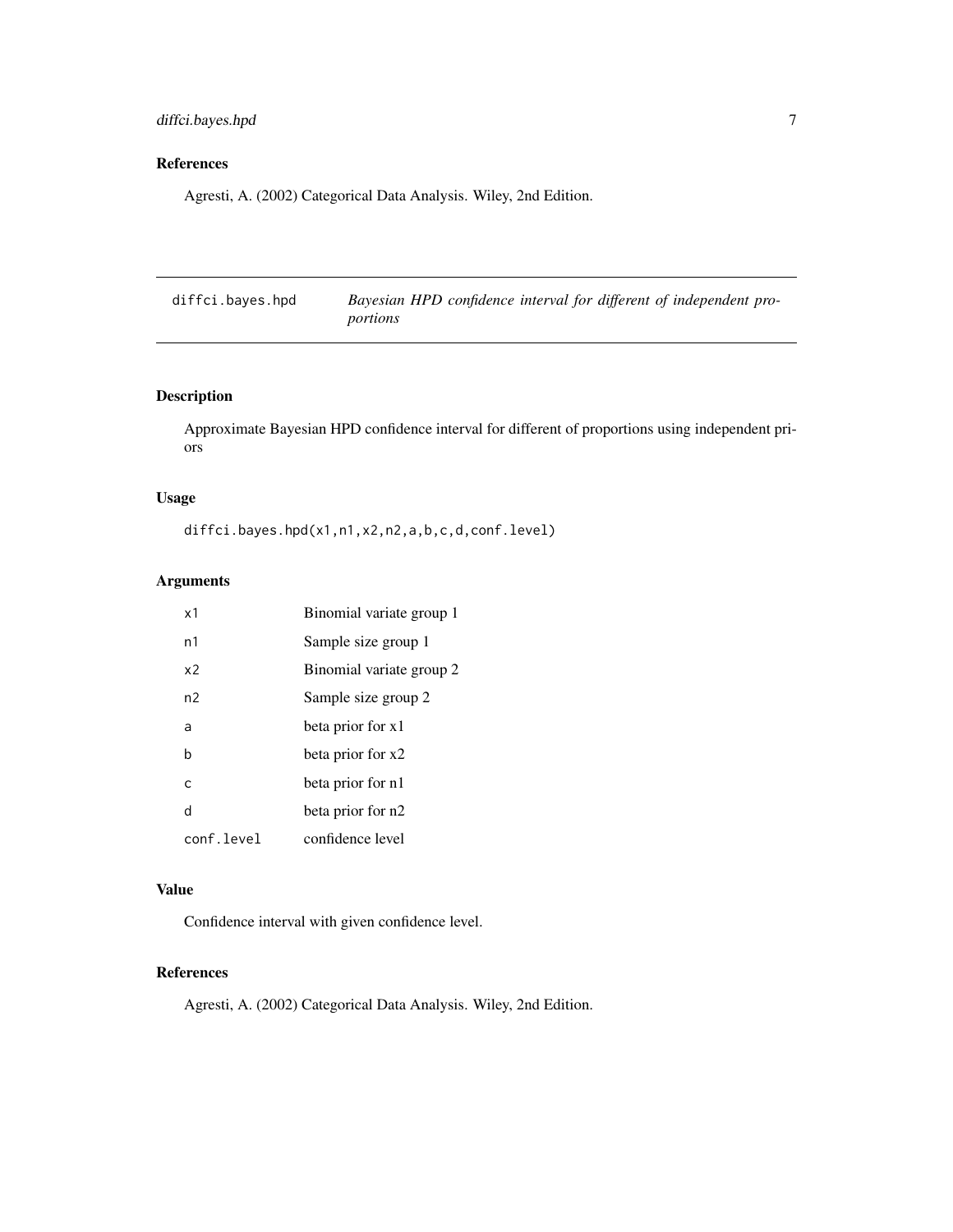## References

Agresti, A. (2002) Categorical Data Analysis. Wiley, 2nd Edition.

---

# diffci.bayes.hpd *Bayesian HPD confidence interval for different of independent proportions*

## Description

Approximate Bayesian HPD confidence interval for different of proportions using independent priors

## Usage

```
diffci.bayes.hpd(x1,n1,x2,n2,a,b,c,d,conf.level)
```

## Arguments

| | |
|---|---|
| x1 | Binomial variate group 1 |
| n1 | Sample size group 1 |
| x2 | Binomial variate group 2 |
| n2 | Sample size group 2 |
| a | beta prior for x1 |
| b | beta prior for x2 |
| c | beta prior for n1 |
| d | beta prior for n2 |
| conf.level | confidence level |

## Value

Confidence interval with given confidence level.

## References

Agresti, A. (2002) Categorical Data Analysis. Wiley, 2nd Edition.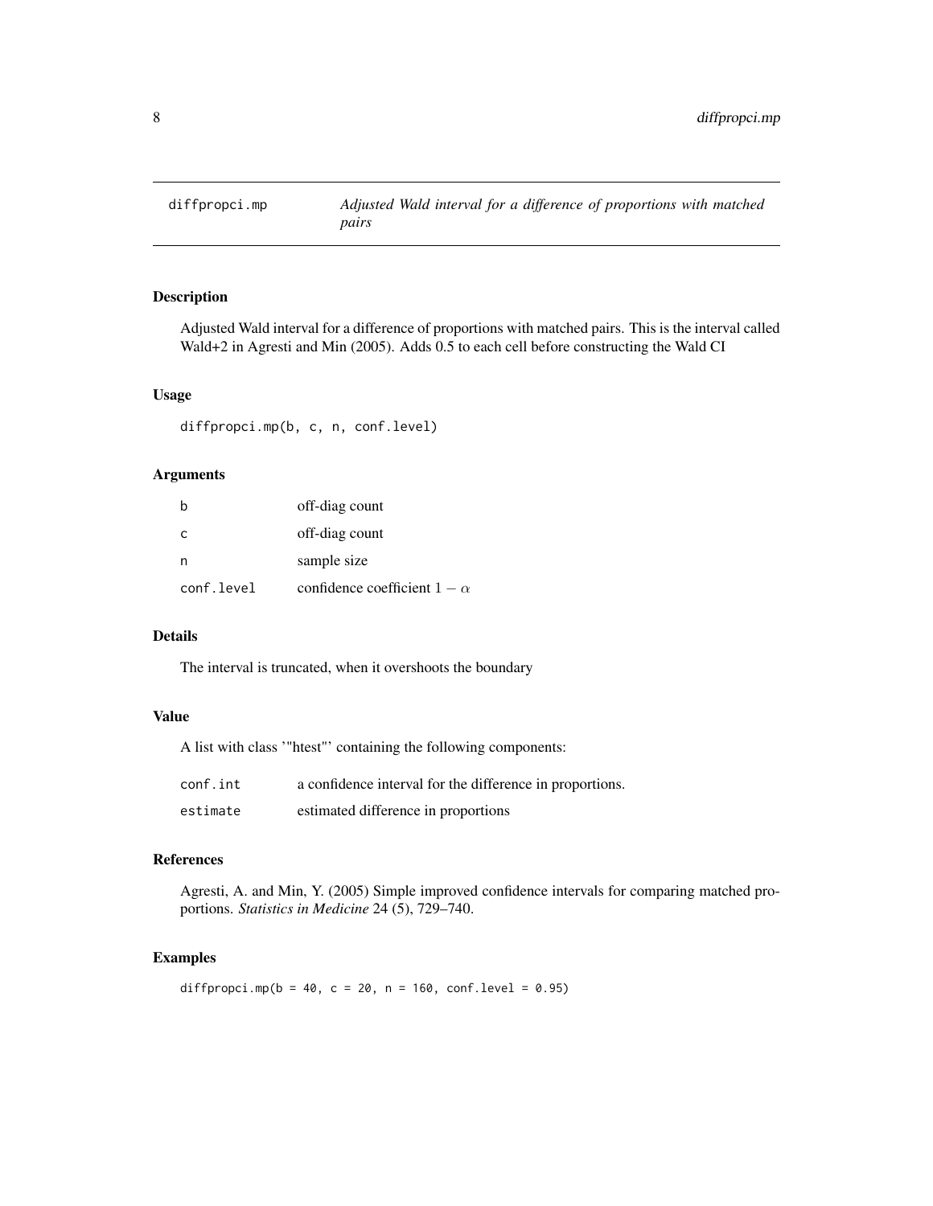# diffpropci.mp — *Adjusted Wald interval for a difference of proportions with matched pairs*

## Description

Adjusted Wald interval for a difference of proportions with matched pairs. This is the interval called Wald+2 in Agresti and Min (2005). Adds 0.5 to each cell before constructing the Wald CI

## Usage

```
diffpropci.mp(b, c, n, conf.level)
```

## Arguments

| | |
|---|---|
| b | off-diag count |
| c | off-diag count |
| n | sample size |
| conf.level | confidence coefficient $1 - \alpha$ |

## Details

The interval is truncated, when it overshoots the boundary

## Value

A list with class '"htest"' containing the following components:

| | |
|---|---|
| conf.int | a confidence interval for the difference in proportions. |
| estimate | estimated difference in proportions |

## References

Agresti, A. and Min, Y. (2005) Simple improved confidence intervals for comparing matched proportions. *Statistics in Medicine* 24 (5), 729–740.

## Examples

```
diffpropci.mp(b = 40, c = 20, n = 160, conf.level = 0.95)
```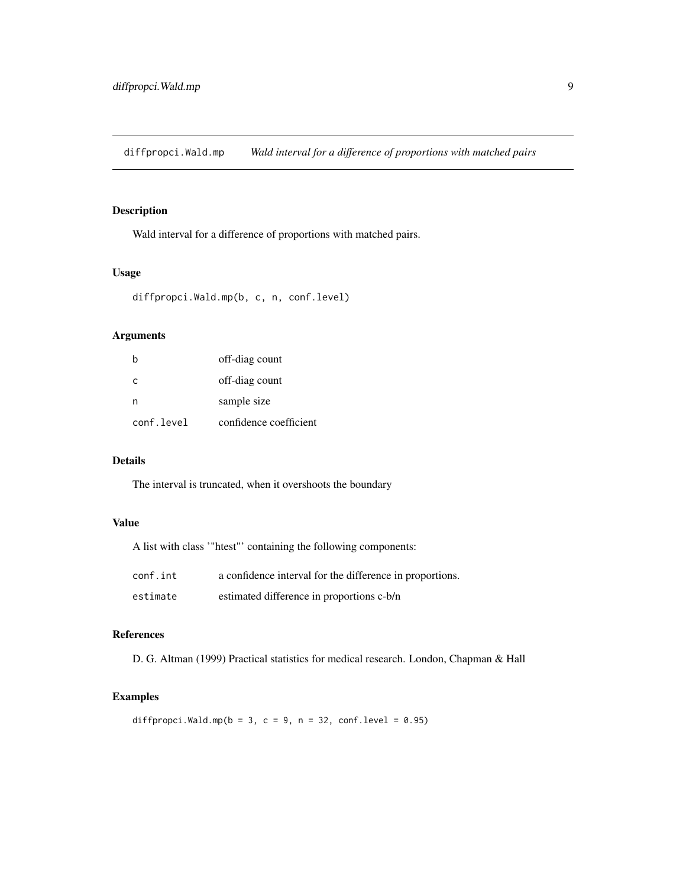# diffpropci.Wald.mp — *Wald interval for a difference of proportions with matched pairs*

## Description

Wald interval for a difference of proportions with matched pairs.

## Usage

```
diffpropci.Wald.mp(b, c, n, conf.level)
```

## Arguments

| | |
|---|---|
| b | off-diag count |
| c | off-diag count |
| n | sample size |
| conf.level | confidence coefficient |

## Details

The interval is truncated, when it overshoots the boundary

## Value

A list with class '"htest"' containing the following components:

| | |
|---|---|
| conf.int | a confidence interval for the difference in proportions. |
| estimate | estimated difference in proportions c-b/n |

## References

D. G. Altman (1999) Practical statistics for medical research. London, Chapman & Hall

## Examples

```
diffpropci.Wald.mp(b = 3, c = 9, n = 32, conf.level = 0.95)
```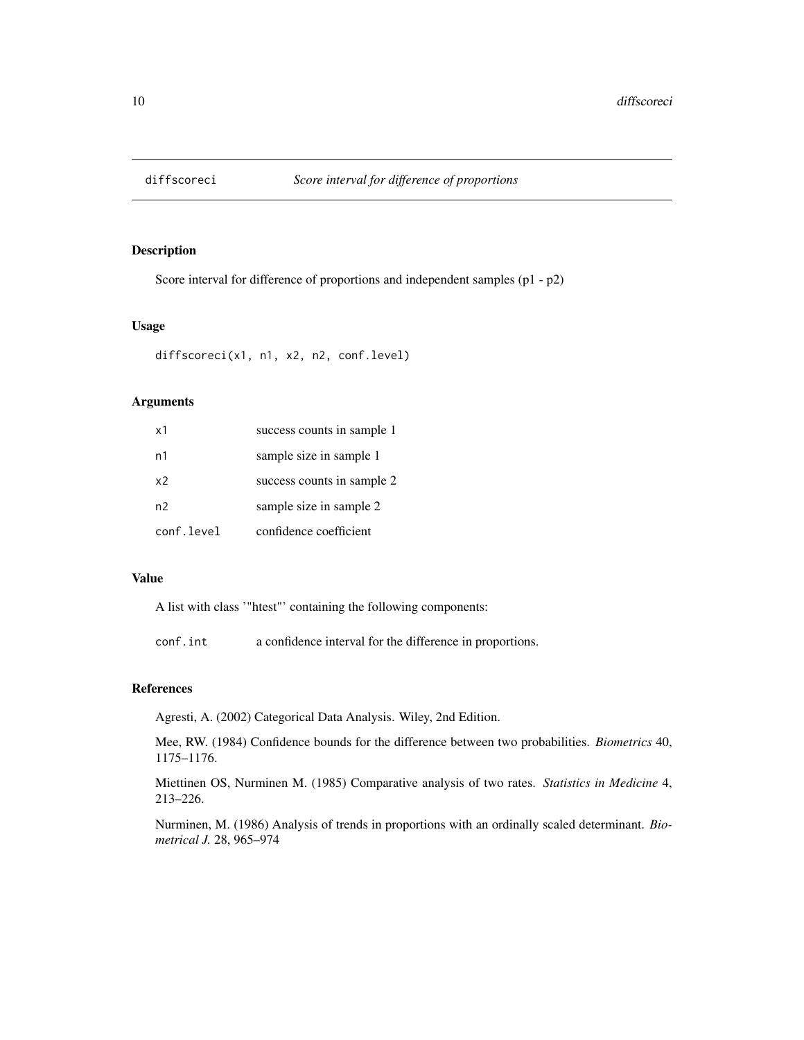## diffscoreci — *Score interval for difference of proportions*

### Description

Score interval for difference of proportions and independent samples (p1 - p2)

### Usage

```
diffscoreci(x1, n1, x2, n2, conf.level)
```

### Arguments

| | |
|---|---|
| x1 | success counts in sample 1 |
| n1 | sample size in sample 1 |
| x2 | success counts in sample 2 |
| n2 | sample size in sample 2 |
| conf.level | confidence coefficient |

### Value

A list with class '"htest"' containing the following components:

| | |
|---|---|
| conf.int | a confidence interval for the difference in proportions. |

### References

Agresti, A. (2002) Categorical Data Analysis. Wiley, 2nd Edition.

Mee, RW. (1984) Confidence bounds for the difference between two probabilities. *Biometrics* 40, 1175–1176.

Miettinen OS, Nurminen M. (1985) Comparative analysis of two rates. *Statistics in Medicine* 4, 213–226.

Nurminen, M. (1986) Analysis of trends in proportions with an ordinally scaled determinant. *Biometrical J.* 28, 965–974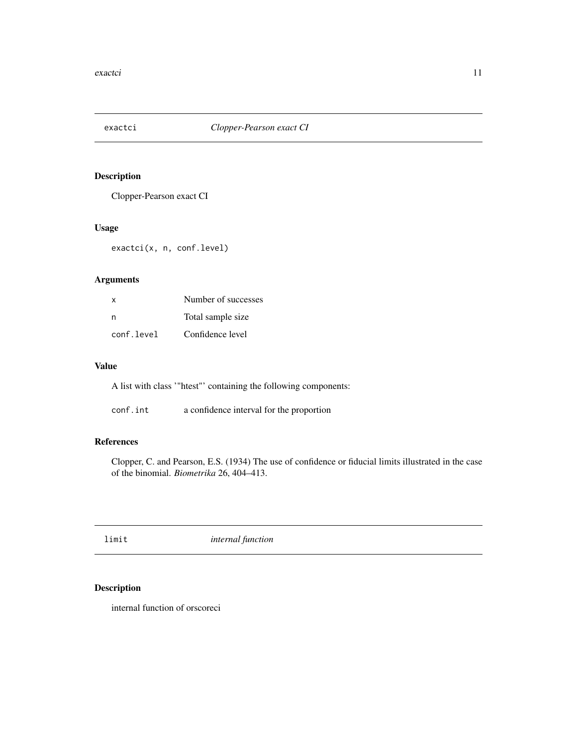## exactci *Clopper-Pearson exact CI*

### Description

Clopper-Pearson exact CI

### Usage

```
exactci(x, n, conf.level)
```

### Arguments

| | |
|---|---|
| x | Number of successes |
| n | Total sample size |
| conf.level | Confidence level |

### Value

A list with class '"htest"' containing the following components:

| | |
|---|---|
| conf.int | a confidence interval for the proportion |

### References

Clopper, C. and Pearson, E.S. (1934) The use of confidence or fiducial limits illustrated in the case of the binomial. *Biometrika* 26, 404–413.

## limit *internal function*

### Description

internal function of orscoreci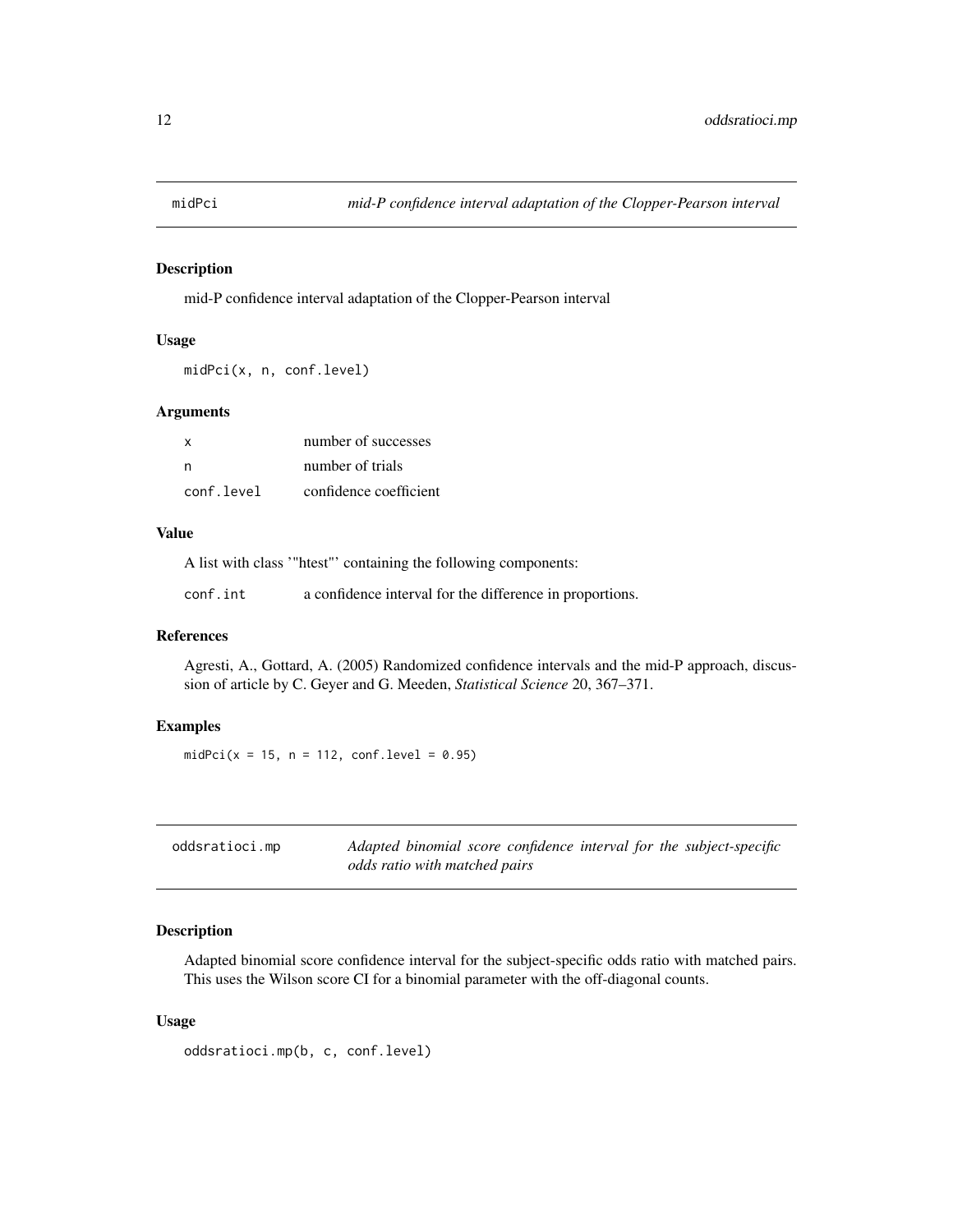## midPci *mid-P confidence interval adaptation of the Clopper-Pearson interval*

### Description

mid-P confidence interval adaptation of the Clopper-Pearson interval

### Usage

```
midPci(x, n, conf.level)
```

### Arguments

| | |
|---|---|
| x | number of successes |
| n | number of trials |
| conf.level | confidence coefficient |

### Value

A list with class '"htest"' containing the following components:

| | |
|---|---|
| conf.int | a confidence interval for the difference in proportions. |

### References

Agresti, A., Gottard, A. (2005) Randomized confidence intervals and the mid-P approach, discussion of article by C. Geyer and G. Meeden, *Statistical Science* 20, 367–371.

### Examples

```
midPci(x = 15, n = 112, conf.level = 0.95)
```

## oddsratioci.mp *Adapted binomial score confidence interval for the subject-specific odds ratio with matched pairs*

### Description

Adapted binomial score confidence interval for the subject-specific odds ratio with matched pairs. This uses the Wilson score CI for a binomial parameter with the off-diagonal counts.

### Usage

```
oddsratioci.mp(b, c, conf.level)
```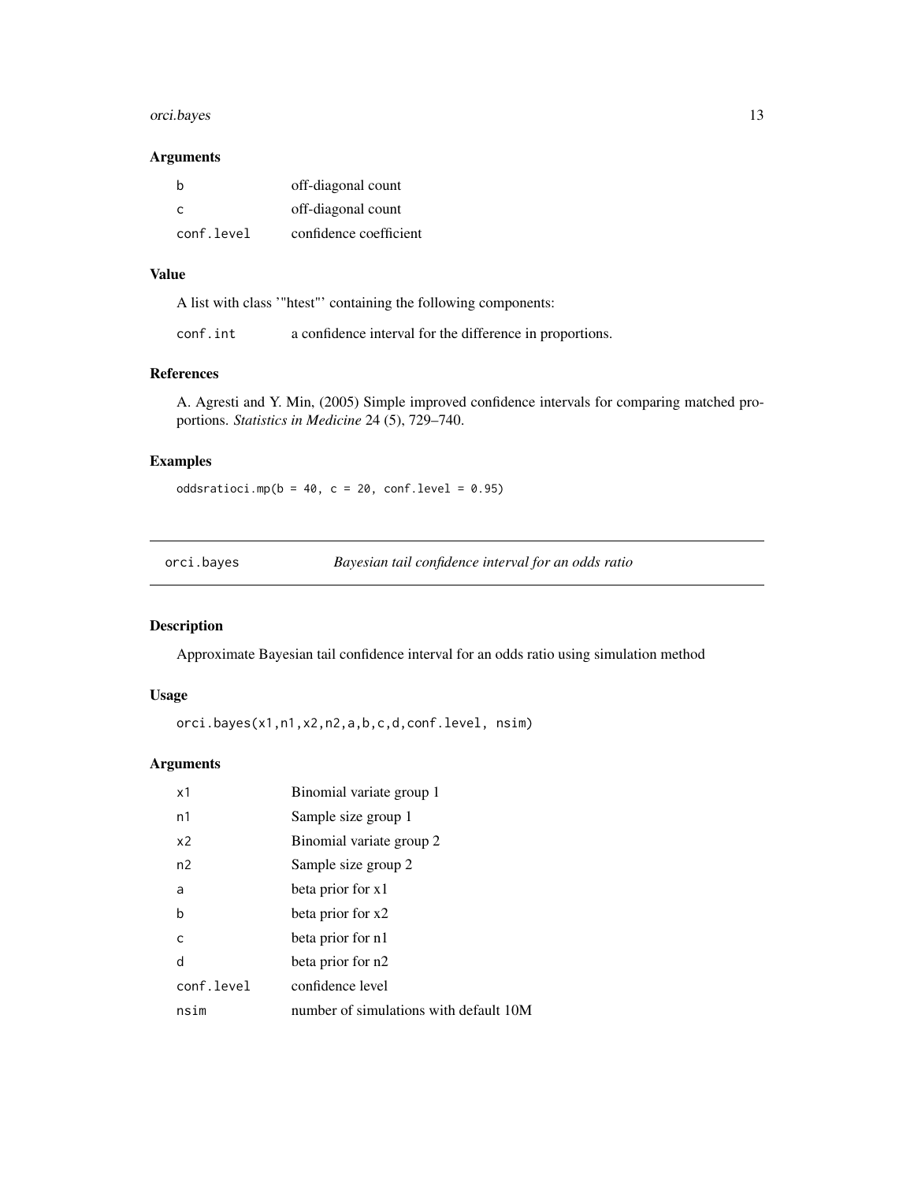### Arguments

| | |
|---|---|
| b | off-diagonal count |
| c | off-diagonal count |
| conf.level | confidence coefficient |

### Value

A list with class '"htest"' containing the following components:

| | |
|---|---|
| conf.int | a confidence interval for the difference in proportions. |

### References

A. Agresti and Y. Min, (2005) Simple improved confidence intervals for comparing matched proportions. *Statistics in Medicine* 24 (5), 729–740.

### Examples

```
oddsratioci.mp(b = 40, c = 20, conf.level = 0.95)
```

---

## orci.bayes *Bayesian tail confidence interval for an odds ratio*

---

### Description

Approximate Bayesian tail confidence interval for an odds ratio using simulation method

### Usage

```
orci.bayes(x1,n1,x2,n2,a,b,c,d,conf.level, nsim)
```

### Arguments

| | |
|---|---|
| x1 | Binomial variate group 1 |
| n1 | Sample size group 1 |
| x2 | Binomial variate group 2 |
| n2 | Sample size group 2 |
| a | beta prior for x1 |
| b | beta prior for x2 |
| c | beta prior for n1 |
| d | beta prior for n2 |
| conf.level | confidence level |
| nsim | number of simulations with default 10M |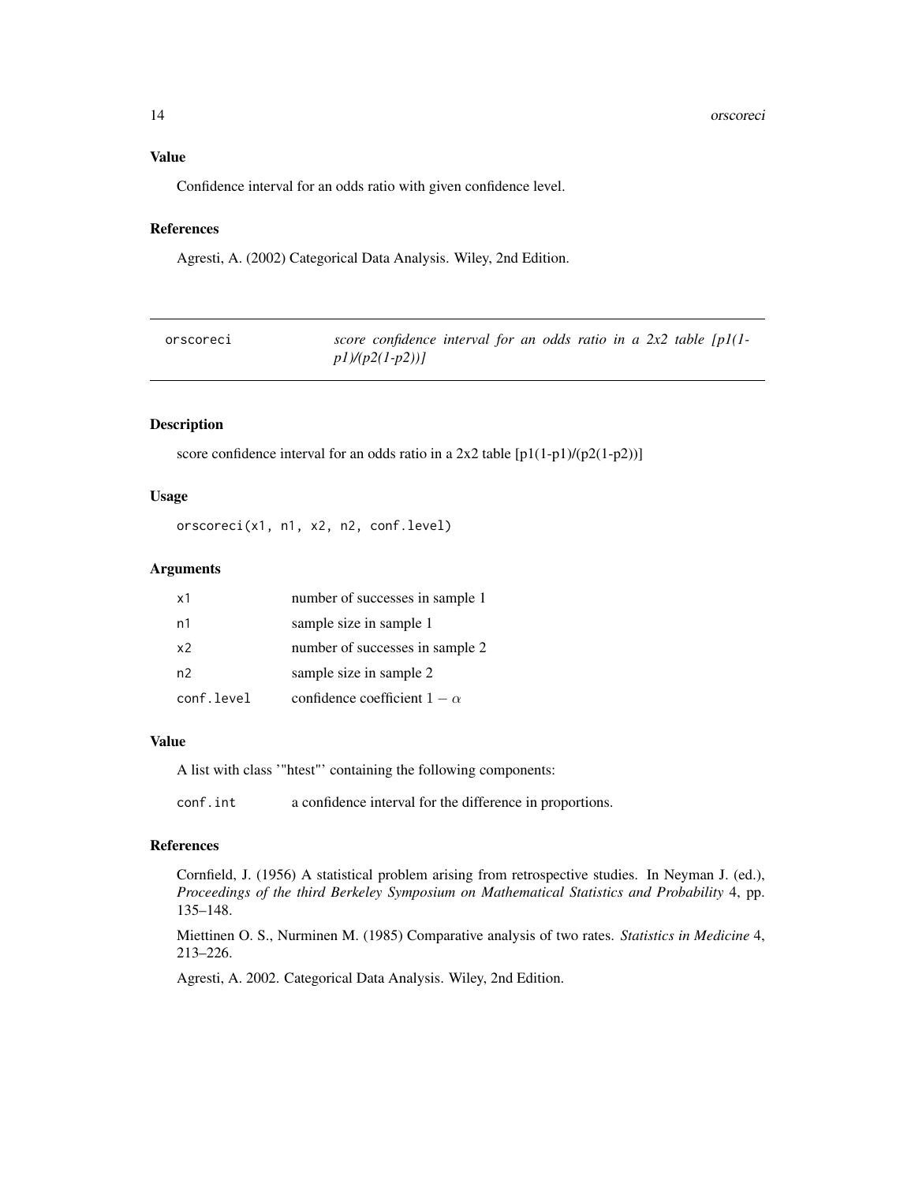### Value

Confidence interval for an odds ratio with given confidence level.

### References

Agresti, A. (2002) Categorical Data Analysis. Wiley, 2nd Edition.

---

## orscoreci — *score confidence interval for an odds ratio in a 2x2 table [p1(1-p1)/(p2(1-p2))]*

---

### Description

score confidence interval for an odds ratio in a 2x2 table [p1(1-p1)/(p2(1-p2))]

### Usage

```
orscoreci(x1, n1, x2, n2, conf.level)
```

### Arguments

| | |
|---|---|
| x1 | number of successes in sample 1 |
| n1 | sample size in sample 1 |
| x2 | number of successes in sample 2 |
| n2 | sample size in sample 2 |
| conf.level | confidence coefficient $1 - \alpha$ |

### Value

A list with class '"htest"' containing the following components:

| | |
|---|---|
| conf.int | a confidence interval for the difference in proportions. |

### References

Cornfield, J. (1956) A statistical problem arising from retrospective studies. In Neyman J. (ed.), *Proceedings of the third Berkeley Symposium on Mathematical Statistics and Probability* 4, pp. 135–148.

Miettinen O. S., Nurminen M. (1985) Comparative analysis of two rates. *Statistics in Medicine* 4, 213–226.

Agresti, A. 2002. Categorical Data Analysis. Wiley, 2nd Edition.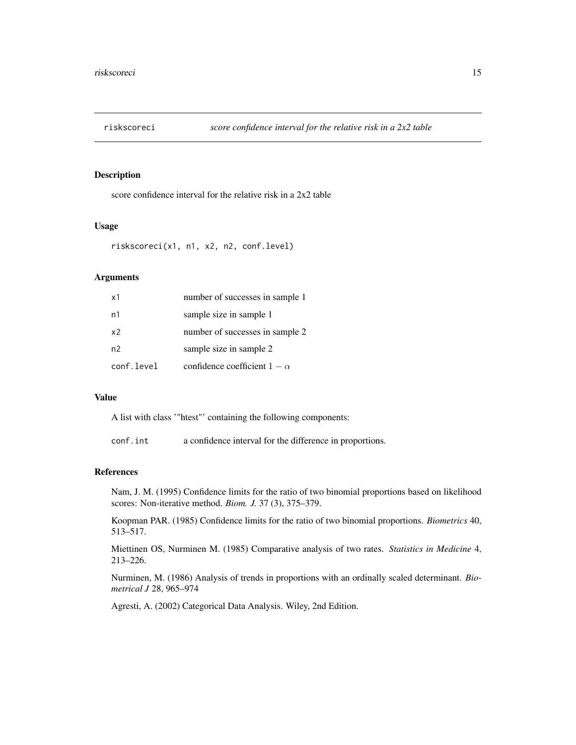# riskscoreci — *score confidence interval for the relative risk in a 2x2 table*

## Description

score confidence interval for the relative risk in a 2x2 table

## Usage

```
riskscoreci(x1, n1, x2, n2, conf.level)
```

## Arguments

| | |
|---|---|
| x1 | number of successes in sample 1 |
| n1 | sample size in sample 1 |
| x2 | number of successes in sample 2 |
| n2 | sample size in sample 2 |
| conf.level | confidence coefficient $1 - \alpha$ |

## Value

A list with class '"htest"' containing the following components:

| | |
|---|---|
| conf.int | a confidence interval for the difference in proportions. |

## References

Nam, J. M. (1995) Confidence limits for the ratio of two binomial proportions based on likelihood scores: Non-iterative method. *Biom. J.* 37 (3), 375–379.

Koopman PAR. (1985) Confidence limits for the ratio of two binomial proportions. *Biometrics* 40, 513–517.

Miettinen OS, Nurminen M. (1985) Comparative analysis of two rates. *Statistics in Medicine* 4, 213–226.

Nurminen, M. (1986) Analysis of trends in proportions with an ordinally scaled determinant. *Biometrical J* 28, 965–974

Agresti, A. (2002) Categorical Data Analysis. Wiley, 2nd Edition.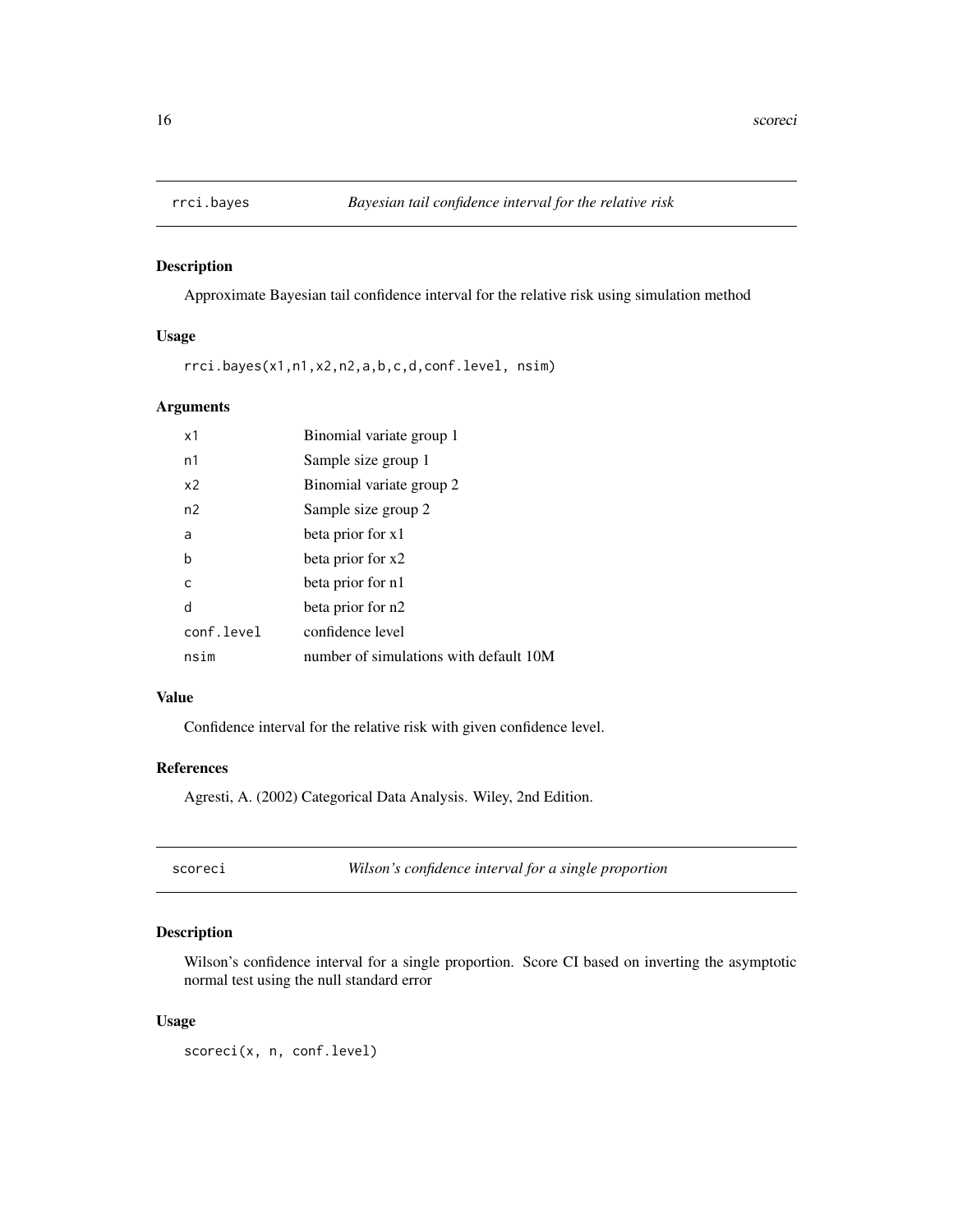## rrci.bayes — *Bayesian tail confidence interval for the relative risk*

### Description

Approximate Bayesian tail confidence interval for the relative risk using simulation method

### Usage

```
rrci.bayes(x1,n1,x2,n2,a,b,c,d,conf.level, nsim)
```

### Arguments

| | |
|---|---|
| x1 | Binomial variate group 1 |
| n1 | Sample size group 1 |
| x2 | Binomial variate group 2 |
| n2 | Sample size group 2 |
| a | beta prior for x1 |
| b | beta prior for x2 |
| c | beta prior for n1 |
| d | beta prior for n2 |
| conf.level | confidence level |
| nsim | number of simulations with default 10M |

### Value

Confidence interval for the relative risk with given confidence level.

### References

Agresti, A. (2002) Categorical Data Analysis. Wiley, 2nd Edition.

## scoreci — *Wilson's confidence interval for a single proportion*

### Description

Wilson's confidence interval for a single proportion. Score CI based on inverting the asymptotic normal test using the null standard error

### Usage

```
scoreci(x, n, conf.level)
```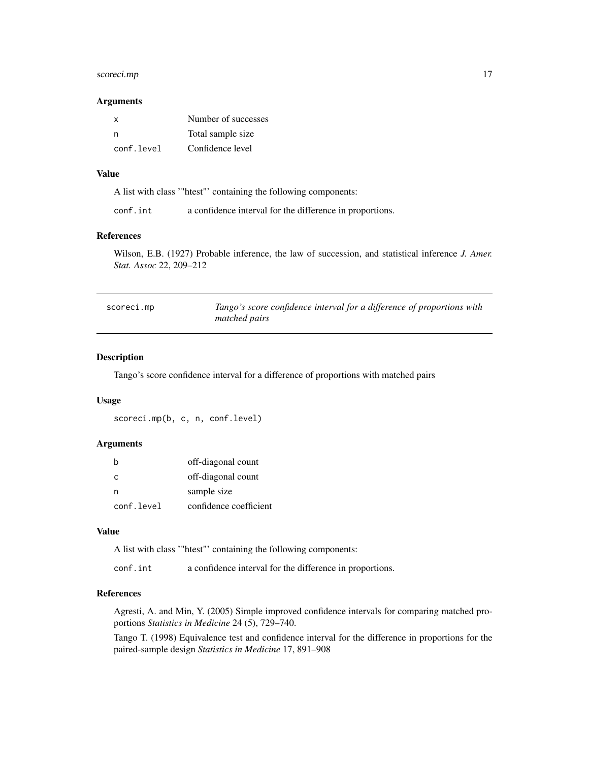### Arguments

| | |
|---|---|
| x | Number of successes |
| n | Total sample size |
| conf.level | Confidence level |

### Value

A list with class '"htest"' containing the following components:

| | |
|---|---|
| conf.int | a confidence interval for the difference in proportions. |

### References

Wilson, E.B. (1927) Probable inference, the law of succession, and statistical inference *J. Amer. Stat. Assoc* 22, 209–212

---

## scoreci.mp — *Tango's score confidence interval for a difference of proportions with matched pairs*

### Description

Tango's score confidence interval for a difference of proportions with matched pairs

### Usage

```
scoreci.mp(b, c, n, conf.level)
```

### Arguments

| | |
|---|---|
| b | off-diagonal count |
| c | off-diagonal count |
| n | sample size |
| conf.level | confidence coefficient |

### Value

A list with class '"htest"' containing the following components:

| | |
|---|---|
| conf.int | a confidence interval for the difference in proportions. |

### References

Agresti, A. and Min, Y. (2005) Simple improved confidence intervals for comparing matched proportions *Statistics in Medicine* 24 (5), 729–740.

Tango T. (1998) Equivalence test and confidence interval for the difference in proportions for the paired-sample design *Statistics in Medicine* 17, 891–908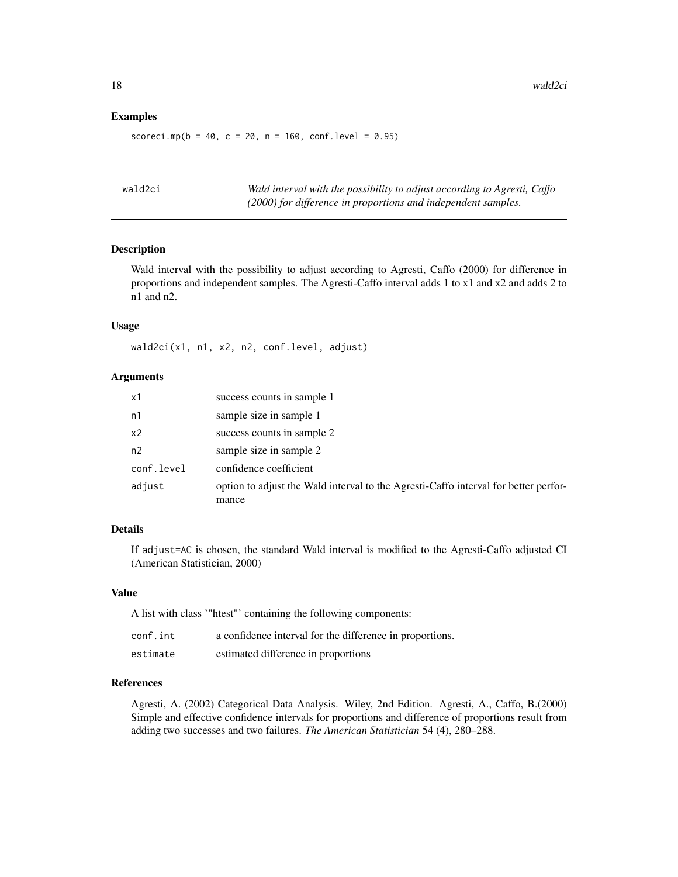## Examples

```
scoreci.mp(b = 40, c = 20, n = 160, conf.level = 0.95)
```

---

| wald2ci | *Wald interval with the possibility to adjust according to Agresti, Caffo (2000) for difference in proportions and independent samples.* |
|---|---|

## Description

Wald interval with the possibility to adjust according to Agresti, Caffo (2000) for difference in proportions and independent samples. The Agresti-Caffo interval adds 1 to x1 and x2 and adds 2 to n1 and n2.

## Usage

```
wald2ci(x1, n1, x2, n2, conf.level, adjust)
```

## Arguments

| | |
|---|---|
| x1 | success counts in sample 1 |
| n1 | sample size in sample 1 |
| x2 | success counts in sample 2 |
| n2 | sample size in sample 2 |
| conf.level | confidence coefficient |
| adjust | option to adjust the Wald interval to the Agresti-Caffo interval for better performance |

## Details

If `adjust=AC` is chosen, the standard Wald interval is modified to the Agresti-Caffo adjusted CI (American Statistician, 2000)

## Value

A list with class '"htest"' containing the following components:

| | |
|---|---|
| conf.int | a confidence interval for the difference in proportions. |
| estimate | estimated difference in proportions |

## References

Agresti, A. (2002) Categorical Data Analysis. Wiley, 2nd Edition. Agresti, A., Caffo, B.(2000) Simple and effective confidence intervals for proportions and difference of proportions result from adding two successes and two failures. *The American Statistician* 54 (4), 280–288.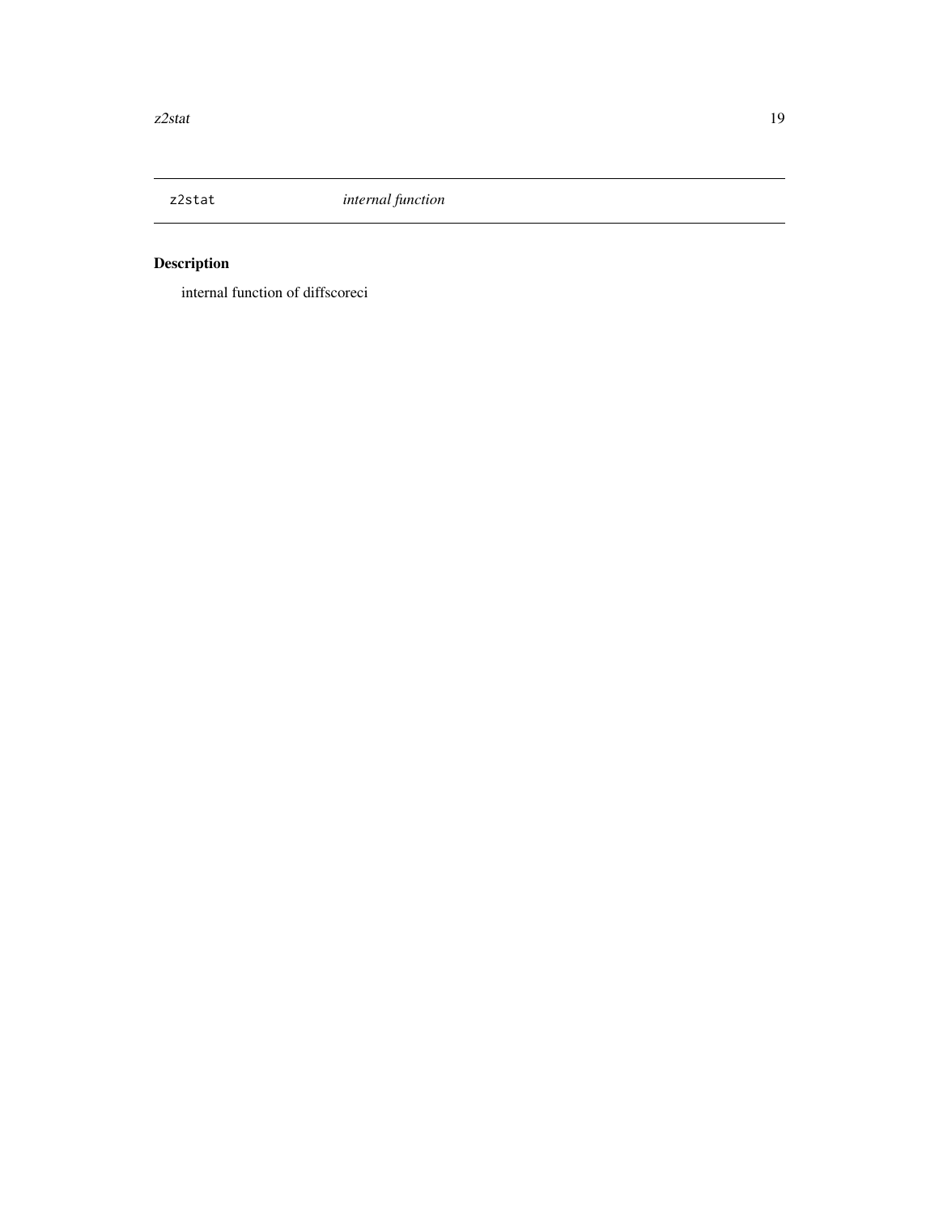`z2stat` *internal function*

## Description

internal function of diffscoreci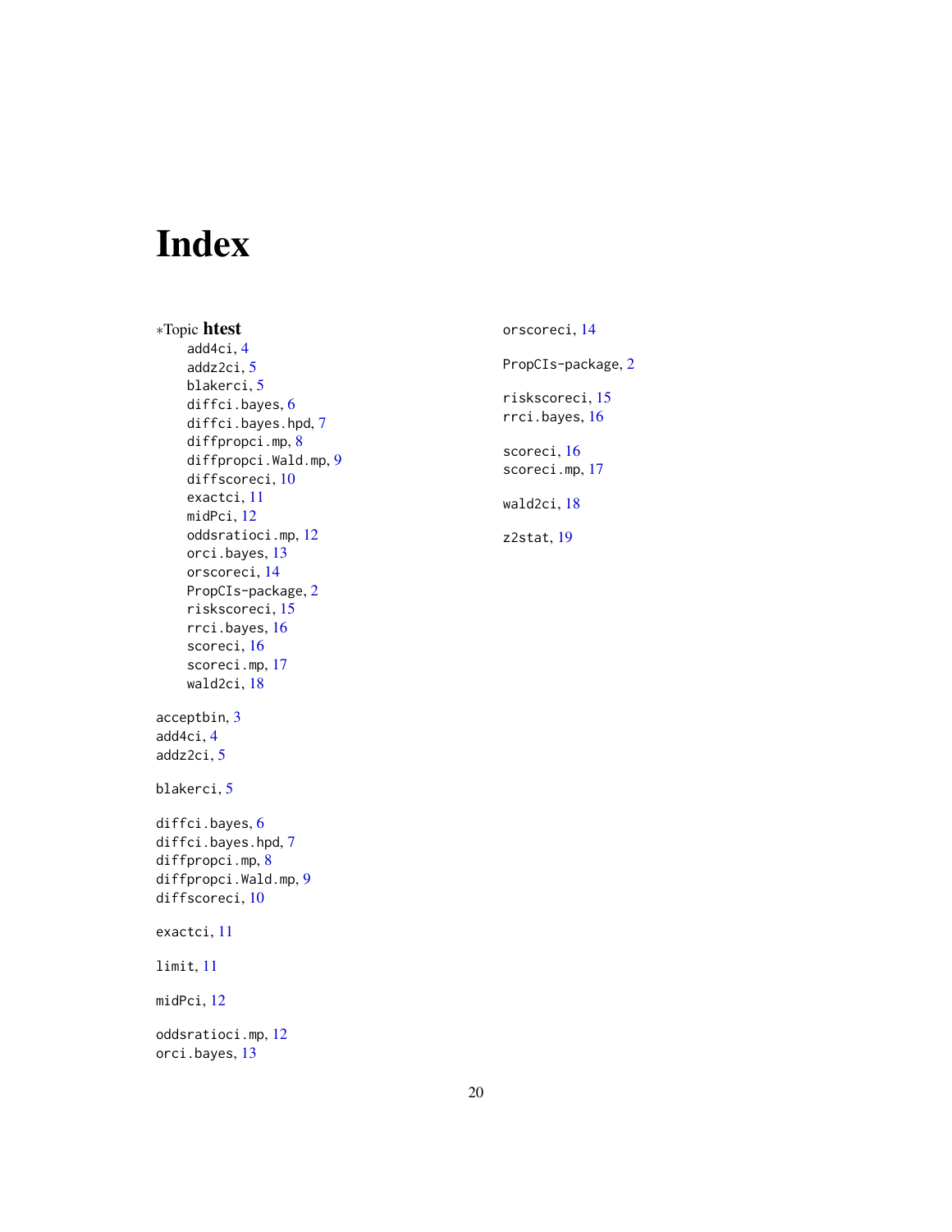# Index

*Topic **htest**

- add4ci, 4
- addz2ci, 5
- blakerci, 5
- diffci.bayes, 6
- diffci.bayes.hpd, 7
- diffpropci.mp, 8
- diffpropci.Wald.mp, 9
- diffscoreci, 10
- exactci, 11
- midPci, 12
- oddsratioci.mp, 12
- orci.bayes, 13
- orscoreci, 14
- PropCIs-package, 2
- riskscoreci, 15
- rrci.bayes, 16
- scoreci, 16
- scoreci.mp, 17
- wald2ci, 18

acceptbin, 3
add4ci, 4
addz2ci, 5

blakerci, 5

diffci.bayes, 6
diffci.bayes.hpd, 7
diffpropci.mp, 8
diffpropci.Wald.mp, 9
diffscoreci, 10

exactci, 11

limit, 11

midPci, 12

oddsratioci.mp, 12
orci.bayes, 13
orscoreci, 14

PropCIs-package, 2

riskscoreci, 15
rrci.bayes, 16

scoreci, 16
scoreci.mp, 17

wald2ci, 18

z2stat, 19